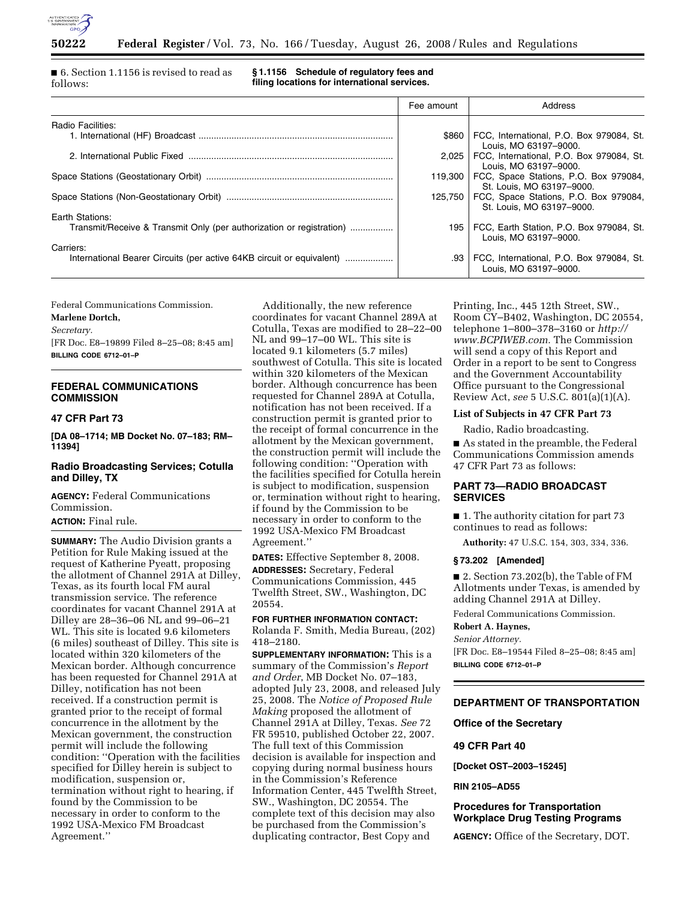■ 6. Section 1.1156 is revised to read as follows:

**§ 1.1156 Schedule of regulatory fees and filing locations for international services.**

| | Fee amount | Address |
|---|---|---|
| Radio Facilities: | | |
| 1. International (HF) Broadcast | $860 | FCC, International, P.O. Box 979084, St. Louis, MO 63197–9000. |
| 2. International Public Fixed | 2,025 | FCC, International, P.O. Box 979084, St. Louis, MO 63197–9000. |
| Space Stations (Geostationary Orbit) | 119,300 | FCC, Space Stations, P.O. Box 979084, St. Louis, MO 63197–9000. |
| Space Stations (Non-Geostationary Orbit) | 125,750 | FCC, Space Stations, P.O. Box 979084, St. Louis, MO 63197–9000. |
| Earth Stations: | | |
| Transmit/Receive & Transmit Only (per authorization or registration) | 195 | FCC, Earth Station, P.O. Box 979084, St. Louis, MO 63197–9000. |
| Carriers: | | |
| International Bearer Circuits (per active 64KB circuit or equivalent) | .93 | FCC, International, P.O. Box 979084, St. Louis, MO 63197–9000. |

Federal Communications Commission.

**Marlene Dortch,**

*Secretary.*

[FR Doc. E8–19899 Filed 8–25–08; 8:45 am]

**BILLING CODE 6712–01–P**

## FEDERAL COMMUNICATIONS COMMISSION

### 47 CFR Part 73

**[DA 08–1714; MB Docket No. 07–183; RM–11394]**

### Radio Broadcasting Services; Cotulla and Dilley, TX

**AGENCY:** Federal Communications Commission.

**ACTION:** Final rule.

**SUMMARY:** The Audio Division grants a Petition for Rule Making issued at the request of Katherine Pyeatt, proposing the allotment of Channel 291A at Dilley, Texas, as its fourth local FM aural transmission service. The reference coordinates for vacant Channel 291A at Dilley are 28–36–06 NL and 99–06–21 WL. This site is located 9.6 kilometers (6 miles) southeast of Dilley. This site is located within 320 kilometers of the Mexican border. Although concurrence has been requested for Channel 291A at Dilley, notification has not been received. If a construction permit is granted prior to the receipt of formal concurrence in the allotment by the Mexican government, the construction permit will include the following condition: ''Operation with the facilities specified for Dilley herein is subject to modification, suspension or, termination without right to hearing, if found by the Commission to be necessary in order to conform to the 1992 USA-Mexico FM Broadcast Agreement.''

Additionally, the new reference coordinates for vacant Channel 289A at Cotulla, Texas are modified to 28–22–00 NL and 99–17–00 WL. This site is located 9.1 kilometers (5.7 miles) southwest of Cotulla. This site is located within 320 kilometers of the Mexican border. Although concurrence has been requested for Channel 289A at Cotulla, notification has not been received. If a construction permit is granted prior to the receipt of formal concurrence in the allotment by the Mexican government, the construction permit will include the following condition: ''Operation with the facilities specified for Cotulla herein is subject to modification, suspension or, termination without right to hearing, if found by the Commission to be necessary in order to conform to the 1992 USA-Mexico FM Broadcast Agreement.''

**DATES:** Effective September 8, 2008.

**ADDRESSES:** Secretary, Federal Communications Commission, 445 Twelfth Street, SW., Washington, DC 20554.

**FOR FURTHER INFORMATION CONTACT:** Rolanda F. Smith, Media Bureau, (202) 418–2180.

**SUPPLEMENTARY INFORMATION:** This is a summary of the Commission's *Report and Order*, MB Docket No. 07–183, adopted July 23, 2008, and released July 25, 2008. The *Notice of Proposed Rule Making* proposed the allotment of Channel 291A at Dilley, Texas. *See* 72 FR 59510, published October 22, 2007. The full text of this Commission decision is available for inspection and copying during normal business hours in the Commission's Reference Information Center, 445 Twelfth Street, SW., Washington, DC 20554. The complete text of this decision may also be purchased from the Commission's duplicating contractor, Best Copy and Printing, Inc., 445 12th Street, SW., Room CY–B402, Washington, DC 20554, telephone 1–800–378–3160 or *http://www.BCPIWEB.com*. The Commission will send a copy of this Report and Order in a report to be sent to Congress and the Government Accountability Office pursuant to the Congressional Review Act, *see* 5 U.S.C. 801(a)(1)(A).

#### List of Subjects in 47 CFR Part 73

Radio, Radio broadcasting.

■ As stated in the preamble, the Federal Communications Commission amends 47 CFR Part 73 as follows:

### PART 73—RADIO BROADCAST SERVICES

■ 1. The authority citation for part 73 continues to read as follows:

**Authority:** 47 U.S.C. 154, 303, 334, 336.

#### § 73.202 [Amended]

■ 2. Section 73.202(b), the Table of FM Allotments under Texas, is amended by adding Channel 291A at Dilley.

Federal Communications Commission.

**Robert A. Haynes,**

*Senior Attorney.*

[FR Doc. E8–19544 Filed 8–25–08; 8:45 am]

**BILLING CODE 6712–01–P**

## DEPARTMENT OF TRANSPORTATION

### Office of the Secretary

### 49 CFR Part 40

**[Docket OST–2003–15245]**

**RIN 2105–AD55**

### Procedures for Transportation Workplace Drug Testing Programs

**AGENCY:** Office of the Secretary, DOT.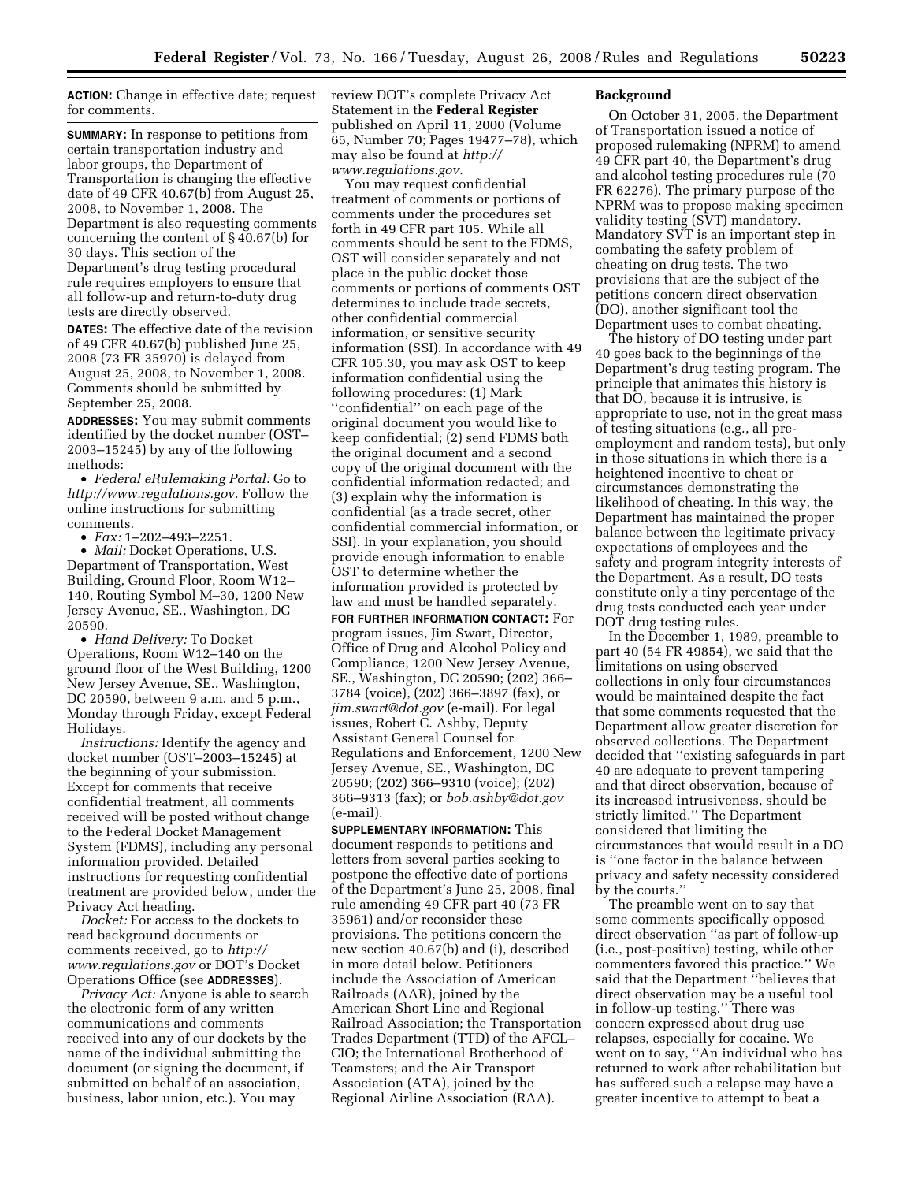**ACTION:** Change in effective date; request for comments.

**SUMMARY:** In response to petitions from certain transportation industry and labor groups, the Department of Transportation is changing the effective date of 49 CFR 40.67(b) from August 25, 2008, to November 1, 2008. The Department is also requesting comments concerning the content of § 40.67(b) for 30 days. This section of the Department's drug testing procedural rule requires employers to ensure that all follow-up and return-to-duty drug tests are directly observed.

**DATES:** The effective date of the revision of 49 CFR 40.67(b) published June 25, 2008 (73 FR 35970) is delayed from August 25, 2008, to November 1, 2008. Comments should be submitted by September 25, 2008.

**ADDRESSES:** You may submit comments identified by the docket number (OST–2003–15245) by any of the following methods:

- *Federal eRulemaking Portal:* Go to *http://www.regulations.gov.* Follow the online instructions for submitting comments.
- *Fax:* 1–202–493–2251.
- *Mail:* Docket Operations, U.S. Department of Transportation, West Building, Ground Floor, Room W12–140, Routing Symbol M–30, 1200 New Jersey Avenue, SE., Washington, DC 20590.
- *Hand Delivery:* To Docket Operations, Room W12–140 on the ground floor of the West Building, 1200 New Jersey Avenue, SE., Washington, DC 20590, between 9 a.m. and 5 p.m., Monday through Friday, except Federal Holidays.

*Instructions:* Identify the agency and docket number (OST–2003–15245) at the beginning of your submission. Except for comments that receive confidential treatment, all comments received will be posted without change to the Federal Docket Management System (FDMS), including any personal information provided. Detailed instructions for requesting confidential treatment are provided below, under the Privacy Act heading.

*Docket:* For access to the dockets to read background documents or comments received, go to *http://www.regulations.gov* or DOT's Docket Operations Office (see **ADDRESSES**).

*Privacy Act:* Anyone is able to search the electronic form of any written communications and comments received into any of our dockets by the name of the individual submitting the document (or signing the document, if submitted on behalf of an association, business, labor union, etc.). You may review DOT's complete Privacy Act Statement in the **Federal Register** published on April 11, 2000 (Volume 65, Number 70; Pages 19477–78), which may also be found at *http://www.regulations.gov.*

You may request confidential treatment of comments or portions of comments under the procedures set forth in 49 CFR part 105. While all comments should be sent to the FDMS, OST will consider separately and not place in the public docket those comments or portions of comments OST determines to include trade secrets, other confidential commercial information, or sensitive security information (SSI). In accordance with 49 CFR 105.30, you may ask OST to keep information confidential using the following procedures: (1) Mark ''confidential'' on each page of the original document you would like to keep confidential; (2) send FDMS both the original document and a second copy of the original document with the confidential information redacted; and (3) explain why the information is confidential (as a trade secret, other confidential commercial information, or SSI). In your explanation, you should provide enough information to enable OST to determine whether the information provided is protected by law and must be handled separately.

**FOR FURTHER INFORMATION CONTACT:** For program issues, Jim Swart, Director, Office of Drug and Alcohol Policy and Compliance, 1200 New Jersey Avenue, SE., Washington, DC 20590; (202) 366–3784 (voice), (202) 366–3897 (fax), or *jim.swart@dot.gov* (e-mail). For legal issues, Robert C. Ashby, Deputy Assistant General Counsel for Regulations and Enforcement, 1200 New Jersey Avenue, SE., Washington, DC 20590; (202) 366–9310 (voice); (202) 366–9313 (fax); or *bob.ashby@dot.gov* (e-mail).

**SUPPLEMENTARY INFORMATION:** This document responds to petitions and letters from several parties seeking to postpone the effective date of portions of the Department's June 25, 2008, final rule amending 49 CFR part 40 (73 FR 35961) and/or reconsider these provisions. The petitions concern the new section 40.67(b) and (i), described in more detail below. Petitioners include the Association of American Railroads (AAR), joined by the American Short Line and Regional Railroad Association; the Transportation Trades Department (TTD) of the AFCL–CIO; the International Brotherhood of Teamsters; and the Air Transport Association (ATA), joined by the Regional Airline Association (RAA).

## Background

On October 31, 2005, the Department of Transportation issued a notice of proposed rulemaking (NPRM) to amend 49 CFR part 40, the Department's drug and alcohol testing procedures rule (70 FR 62276). The primary purpose of the NPRM was to propose making specimen validity testing (SVT) mandatory. Mandatory SVT is an important step in combating the safety problem of cheating on drug tests. The two provisions that are the subject of the petitions concern direct observation (DO), another significant tool the Department uses to combat cheating.

The history of DO testing under part 40 goes back to the beginnings of the Department's drug testing program. The principle that animates this history is that DO, because it is intrusive, is appropriate to use, not in the great mass of testing situations (e.g., all pre-employment and random tests), but only in those situations in which there is a heightened incentive to cheat or circumstances demonstrating the likelihood of cheating. In this way, the Department has maintained the proper balance between the legitimate privacy expectations of employees and the safety and program integrity interests of the Department. As a result, DO tests constitute only a tiny percentage of the drug tests conducted each year under DOT drug testing rules.

In the December 1, 1989, preamble to part 40 (54 FR 49854), we said that the limitations on using observed collections in only four circumstances would be maintained despite the fact that some comments requested that the Department allow greater discretion for observed collections. The Department decided that ''existing safeguards in part 40 are adequate to prevent tampering and that direct observation, because of its increased intrusiveness, should be strictly limited.'' The Department considered that limiting the circumstances that would result in a DO is ''one factor in the balance between privacy and safety necessity considered by the courts.''

The preamble went on to say that some comments specifically opposed direct observation ''as part of follow-up (i.e., post-positive) testing, while other commenters favored this practice.'' We said that the Department ''believes that direct observation may be a useful tool in follow-up testing.'' There was concern expressed about drug use relapses, especially for cocaine. We went on to say, ''An individual who has returned to work after rehabilitation but has suffered such a relapse may have a greater incentive to attempt to beat a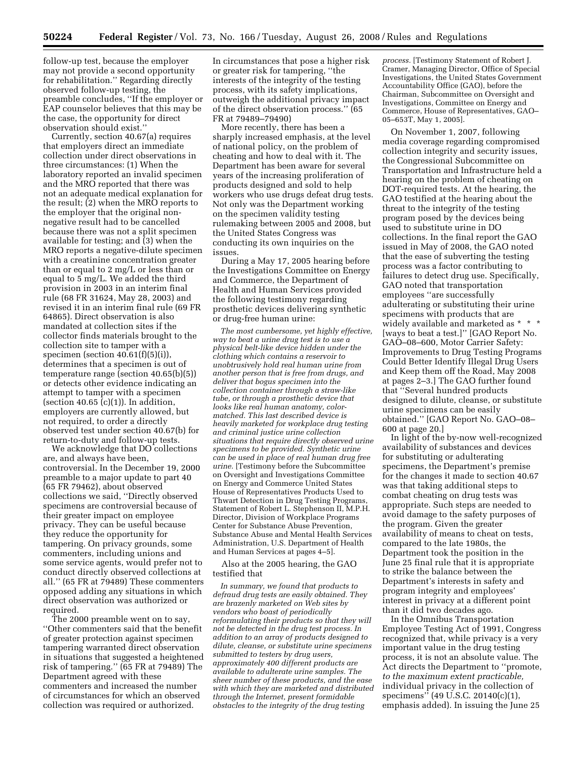follow-up test, because the employer may not provide a second opportunity for rehabilitation." Regarding directly observed follow-up testing, the preamble concludes, "If the employer or EAP counselor believes that this may be the case, the opportunity for direct observation should exist."

Currently, section 40.67(a) requires that employers direct an immediate collection under direct observations in three circumstances: (1) When the laboratory reported an invalid specimen and the MRO reported that there was not an adequate medical explanation for the result; (2) when the MRO reports to the employer that the original non-negative result had to be cancelled because there was not a split specimen available for testing; and (3) when the MRO reports a negative-dilute specimen with a creatinine concentration greater than or equal to 2 mg/L or less than or equal to 5 mg/L. We added the third provision in 2003 in an interim final rule (68 FR 31624, May 28, 2003) and revised it in an interim final rule (69 FR 64865). Direct observation is also mandated at collection sites if the collector finds materials brought to the collection site to tamper with a specimen (section 40.61(f)(5)(i)), determines that a specimen is out of temperature range (section 40.65(b)(5)) or detects other evidence indicating an attempt to tamper with a specimen (section 40.65 (c)(1)). In addition, employers are currently allowed, but not required, to order a directly observed test under section 40.67(b) for return-to-duty and follow-up tests.

We acknowledge that DO collections are, and always have been, controversial. In the December 19, 2000 preamble to a major update to part 40 (65 FR 79462), about observed collections we said, "Directly observed specimens are controversial because of their greater impact on employee privacy. They can be useful because they reduce the opportunity for tampering. On privacy grounds, some commenters, including unions and some service agents, would prefer not to conduct directly observed collections at all." (65 FR at 79489) These commenters opposed adding any situations in which direct observation was authorized or required.

The 2000 preamble went on to say, "Other commenters said that the benefit of greater protection against specimen tampering warranted direct observation in situations that suggested a heightened risk of tampering." (65 FR at 79489) The Department agreed with these commenters and increased the number of circumstances for which an observed collection was required or authorized. In circumstances that pose a higher risk or greater risk for tampering, "the interests of the integrity of the testing process, with its safety implications, outweigh the additional privacy impact of the direct observation process." (65 FR at 79489–79490)

More recently, there has been a sharply increased emphasis, at the level of national policy, on the problem of cheating and how to deal with it. The Department has been aware for several years of the increasing proliferation of products designed and sold to help workers who use drugs defeat drug tests. Not only was the Department working on the specimen validity testing rulemaking between 2005 and 2008, but the United States Congress was conducting its own inquiries on the issues.

During a May 17, 2005 hearing before the Investigations Committee on Energy and Commerce, the Department of Health and Human Services provided the following testimony regarding prosthetic devices delivering synthetic or drug-free human urine:

*The most cumbersome, yet highly effective, way to beat a urine drug test is to use a physical belt-like device hidden under the clothing which contains a reservoir to unobtrusively hold real human urine from another person that is free from drugs, and deliver that bogus specimen into the collection container through a straw-like tube, or through a prosthetic device that looks like real human anatomy, color-matched. This last described device is heavily marketed for workplace drug testing and criminal justice urine collection situations that require directly observed urine specimens to be provided. Synthetic urine can be used in place of real human drug free urine.* [Testimony before the Subcommittee on Oversight and Investigations Committee on Energy and Commerce United States House of Representatives Products Used to Thwart Detection in Drug Testing Programs, Statement of Robert L. Stephenson II, M.P.H. Director, Division of Workplace Programs Center for Substance Abuse Prevention, Substance Abuse and Mental Health Services Administration, U.S. Department of Health and Human Services at pages 4–5].

Also at the 2005 hearing, the GAO testified that

*In summary, we found that products to defraud drug tests are easily obtained. They are brazenly marketed on Web sites by vendors who boast of periodically reformulating their products so that they will not be detected in the drug test process. In addition to an array of products designed to dilute, cleanse, or substitute urine specimens submitted to testers by drug users, approximately 400 different products are available to adulterate urine samples. The sheer number of these products, and the ease with which they are marketed and distributed through the Internet, present formidable obstacles to the integrity of the drug testing process.* [Testimony Statement of Robert J. Cramer, Managing Director, Office of Special Investigations, the United States Government Accountability Office (GAO), before the Chairman, Subcommittee on Oversight and Investigations, Committee on Energy and Commerce, House of Representatives, GAO–05–653T, May 1, 2005].

On November 1, 2007, following media coverage regarding compromised collection integrity and security issues, the Congressional Subcommittee on Transportation and Infrastructure held a hearing on the problem of cheating on DOT-required tests. At the hearing, the GAO testified about the threat to the integrity of the testing program posed by the devices being used to substitute urine in DO collections. In the final report the GAO issued in May of 2008, the GAO noted that the ease of subverting the testing process was a factor contributing to failures to detect drug use. Specifically, GAO noted that transportation employees "are successfully adulterating or substituting their urine specimens with products that are widely available and marketed as * * * [ways to beat a test.]" [GAO Report No. GAO–08–600, Motor Carrier Safety: Improvements to Drug Testing Programs Could Better Identify Illegal Drug Users and Keep them off the Road, May 2008 at pages 2–3.] The GAO further found that "Several hundred products designed to dilute, cleanse, or substitute urine specimens can be easily obtained." [GAO Report No. GAO–08–600 at page 20.]

In light of the by-now well-recognized availability of substances and devices for substituting or adulterating specimens, the Department's premise for the changes it made to section 40.67 was that taking additional steps to combat cheating on drug tests was appropriate. Such steps are needed to avoid damage to the safety purposes of the program. Given the greater availability of means to cheat on tests, compared to the late 1980s, the Department took the position in the June 25 final rule that it is appropriate to strike the balance between the Department's interests in safety and program integrity and employees' interest in privacy at a different point than it did two decades ago.

In the Omnibus Transportation Employee Testing Act of 1991, Congress recognized that, while privacy is a very important value in the drug testing process, it is not an absolute value. The Act directs the Department to "promote, *to the maximum extent practicable,* individual privacy in the collection of specimens" (49 U.S.C. 20140(c)(1), emphasis added). In issuing the June 25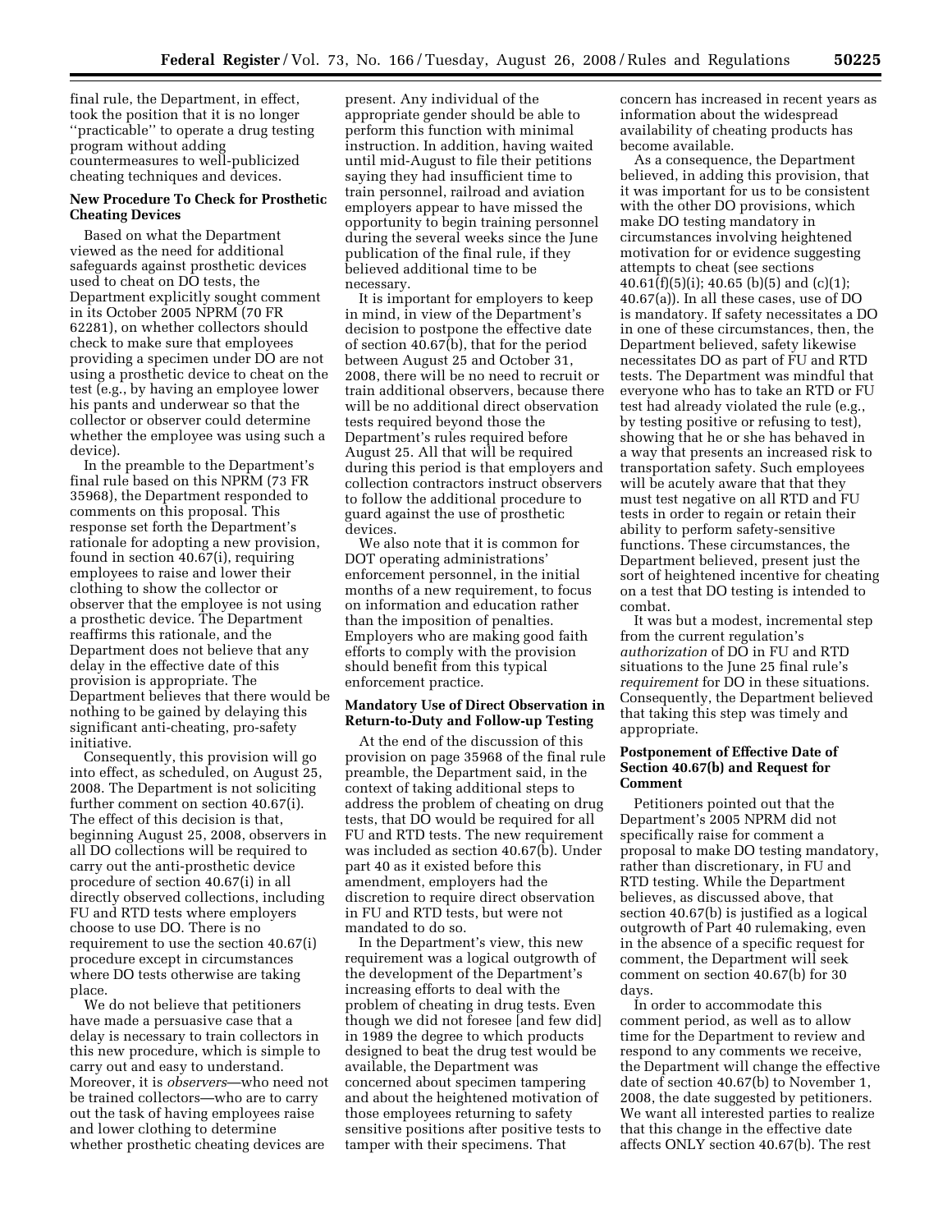final rule, the Department, in effect, took the position that it is no longer "practicable" to operate a drug testing program without adding countermeasures to well-publicized cheating techniques and devices.

**New Procedure To Check for Prosthetic Cheating Devices**

Based on what the Department viewed as the need for additional safeguards against prosthetic devices used to cheat on DO tests, the Department explicitly sought comment in its October 2005 NPRM (70 FR 62281), on whether collectors should check to make sure that employees providing a specimen under DO are not using a prosthetic device to cheat on the test (e.g., by having an employee lower his pants and underwear so that the collector or observer could determine whether the employee was using such a device).

In the preamble to the Department's final rule based on this NPRM (73 FR 35968), the Department responded to comments on this proposal. This response set forth the Department's rationale for adopting a new provision, found in section 40.67(i), requiring employees to raise and lower their clothing to show the collector or observer that the employee is not using a prosthetic device. The Department reaffirms this rationale, and the Department does not believe that any delay in the effective date of this provision is appropriate. The Department believes that there would be nothing to be gained by delaying this significant anti-cheating, pro-safety initiative.

Consequently, this provision will go into effect, as scheduled, on August 25, 2008. The Department is not soliciting further comment on section 40.67(i). The effect of this decision is that, beginning August 25, 2008, observers in all DO collections will be required to carry out the anti-prosthetic device procedure of section 40.67(i) in all directly observed collections, including FU and RTD tests where employers choose to use DO. There is no requirement to use the section 40.67(i) procedure except in circumstances where DO tests otherwise are taking place.

We do not believe that petitioners have made a persuasive case that a delay is necessary to train collectors in this new procedure, which is simple to carry out and easy to understand. Moreover, it is *observers*—who need not be trained collectors—who are to carry out the task of having employees raise and lower clothing to determine whether prosthetic cheating devices are present. Any individual of the appropriate gender should be able to perform this function with minimal instruction. In addition, having waited until mid-August to file their petitions saying they had insufficient time to train personnel, railroad and aviation employers appear to have missed the opportunity to begin training personnel during the several weeks since the June publication of the final rule, if they believed additional time to be necessary.

It is important for employers to keep in mind, in view of the Department's decision to postpone the effective date of section 40.67(b), that for the period between August 25 and October 31, 2008, there will be no need to recruit or train additional observers, because there will be no additional direct observation tests required beyond those the Department's rules required before August 25. All that will be required during this period is that employers and collection contractors instruct observers to follow the additional procedure to guard against the use of prosthetic devices.

We also note that it is common for DOT operating administrations' enforcement personnel, in the initial months of a new requirement, to focus on information and education rather than the imposition of penalties. Employers who are making good faith efforts to comply with the provision should benefit from this typical enforcement practice.

**Mandatory Use of Direct Observation in Return-to-Duty and Follow-up Testing**

At the end of the discussion of this provision on page 35968 of the final rule preamble, the Department said, in the context of taking additional steps to address the problem of cheating on drug tests, that DO would be required for all FU and RTD tests. The new requirement was included as section 40.67(b). Under part 40 as it existed before this amendment, employers had the discretion to require direct observation in FU and RTD tests, but were not mandated to do so.

In the Department's view, this new requirement was a logical outgrowth of the development of the Department's increasing efforts to deal with the problem of cheating in drug tests. Even though we did not foresee [and few did] in 1989 the degree to which products designed to beat the drug test would be available, the Department was concerned about specimen tampering and about the heightened motivation of those employees returning to safety sensitive positions after positive tests to tamper with their specimens. That concern has increased in recent years as information about the widespread availability of cheating products has become available.

As a consequence, the Department believed, in adding this provision, that it was important for us to be consistent with the other DO provisions, which make DO testing mandatory in circumstances involving heightened motivation for or evidence suggesting attempts to cheat (see sections 40.61(f)(5)(i); 40.65 (b)(5) and (c)(1); 40.67(a)). In all these cases, use of DO is mandatory. If safety necessitates a DO in one of these circumstances, then, the Department believed, safety likewise necessitates DO as part of FU and RTD tests. The Department was mindful that everyone who has to take an RTD or FU test had already violated the rule (e.g., by testing positive or refusing to test), showing that he or she has behaved in a way that presents an increased risk to transportation safety. Such employees will be acutely aware that that they must test negative on all RTD and FU tests in order to regain or retain their ability to perform safety-sensitive functions. These circumstances, the Department believed, present just the sort of heightened incentive for cheating on a test that DO testing is intended to combat.

It was but a modest, incremental step from the current regulation's *authorization* of DO in FU and RTD situations to the June 25 final rule's *requirement* for DO in these situations. Consequently, the Department believed that taking this step was timely and appropriate.

**Postponement of Effective Date of Section 40.67(b) and Request for Comment**

Petitioners pointed out that the Department's 2005 NPRM did not specifically raise for comment a proposal to make DO testing mandatory, rather than discretionary, in FU and RTD testing. While the Department believes, as discussed above, that section 40.67(b) is justified as a logical outgrowth of Part 40 rulemaking, even in the absence of a specific request for comment, the Department will seek comment on section 40.67(b) for 30 days.

In order to accommodate this comment period, as well as to allow time for the Department to review and respond to any comments we receive, the Department will change the effective date of section 40.67(b) to November 1, 2008, the date suggested by petitioners. We want all interested parties to realize that this change in the effective date affects ONLY section 40.67(b). The rest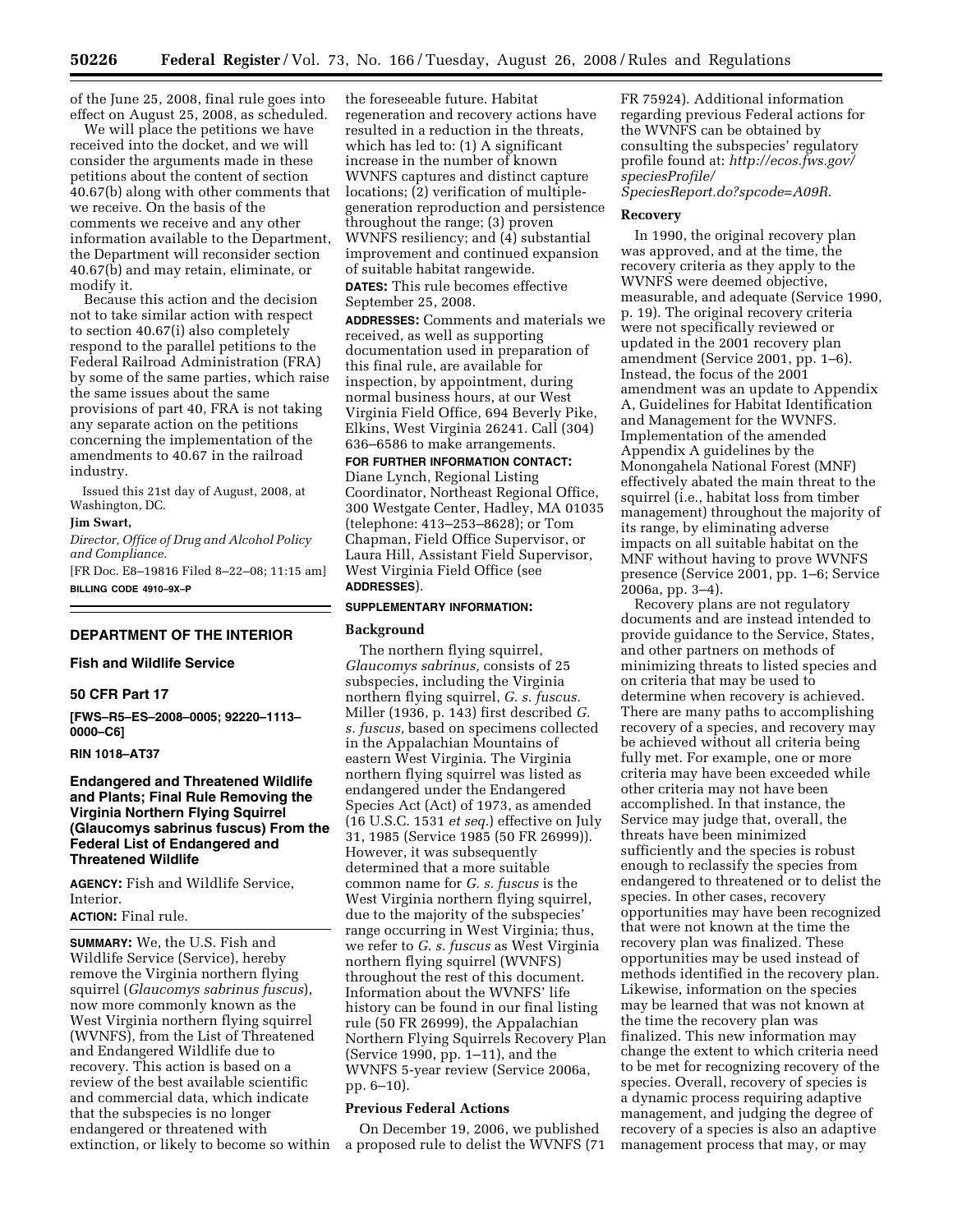of the June 25, 2008, final rule goes into effect on August 25, 2008, as scheduled.

We will place the petitions we have received into the docket, and we will consider the arguments made in these petitions about the content of section 40.67(b) along with other comments that we receive. On the basis of the comments we receive and any other information available to the Department, the Department will reconsider section 40.67(b) and may retain, eliminate, or modify it.

Because this action and the decision not to take similar action with respect to section 40.67(i) also completely respond to the parallel petitions to the Federal Railroad Administration (FRA) by some of the same parties, which raise the same issues about the same provisions of part 40, FRA is not taking any separate action on the petitions concerning the implementation of the amendments to 40.67 in the railroad industry.

Issued this 21st day of August, 2008, at Washington, DC.

**Jim Swart,**

*Director, Office of Drug and Alcohol Policy and Compliance.*

[FR Doc. E8–19816 Filed 8–22–08; 11:15 am]

**BILLING CODE 4910–9X–P**

---

## DEPARTMENT OF THE INTERIOR

### Fish and Wildlife Service

### 50 CFR Part 17

**[FWS–R5–ES–2008–0005; 92220–1113–0000–C6]**

**RIN 1018–AT37**

### Endangered and Threatened Wildlife and Plants; Final Rule Removing the Virginia Northern Flying Squirrel (Glaucomys sabrinus fuscus) From the Federal List of Endangered and Threatened Wildlife

**AGENCY:** Fish and Wildlife Service, Interior.

**ACTION:** Final rule.

**SUMMARY:** We, the U.S. Fish and Wildlife Service (Service), hereby remove the Virginia northern flying squirrel (*Glaucomys sabrinus fuscus*), now more commonly known as the West Virginia northern flying squirrel (WVNFS), from the List of Threatened and Endangered Wildlife due to recovery. This action is based on a review of the best available scientific and commercial data, which indicate that the subspecies is no longer endangered or threatened with extinction, or likely to become so within the foreseeable future. Habitat regeneration and recovery actions have resulted in a reduction in the threats, which has led to: (1) A significant increase in the number of known WVNFS captures and distinct capture locations; (2) verification of multiple-generation reproduction and persistence throughout the range; (3) proven WVNFS resiliency; and (4) substantial improvement and continued expansion of suitable habitat rangewide.

**DATES:** This rule becomes effective September 25, 2008.

**ADDRESSES:** Comments and materials we received, as well as supporting documentation used in preparation of this final rule, are available for inspection, by appointment, during normal business hours, at our West Virginia Field Office, 694 Beverly Pike, Elkins, West Virginia 26241. Call (304) 636–6586 to make arrangements.

**FOR FURTHER INFORMATION CONTACT:** Diane Lynch, Regional Listing Coordinator, Northeast Regional Office, 300 Westgate Center, Hadley, MA 01035 (telephone: 413–253–8628); or Tom Chapman, Field Office Supervisor, or Laura Hill, Assistant Field Supervisor, West Virginia Field Office (see **ADDRESSES**).

**SUPPLEMENTARY INFORMATION:**

**Background**

The northern flying squirrel, *Glaucomys sabrinus,* consists of 25 subspecies, including the Virginia northern flying squirrel, *G. s. fuscus*. Miller (1936, p. 143) first described *G. s. fuscus,* based on specimens collected in the Appalachian Mountains of eastern West Virginia. The Virginia northern flying squirrel was listed as endangered under the Endangered Species Act (Act) of 1973, as amended (16 U.S.C. 1531 *et seq.*) effective on July 31, 1985 (Service 1985 (50 FR 26999)). However, it was subsequently determined that a more suitable common name for *G. s. fuscus* is the West Virginia northern flying squirrel, due to the majority of the subspecies' range occurring in West Virginia; thus, we refer to *G. s. fuscus* as West Virginia northern flying squirrel (WVNFS) throughout the rest of this document. Information about the WVNFS' life history can be found in our final listing rule (50 FR 26999), the Appalachian Northern Flying Squirrels Recovery Plan (Service 1990, pp. 1–11), and the WVNFS 5-year review (Service 2006a, pp. 6–10).

**Previous Federal Actions**

On December 19, 2006, we published a proposed rule to delist the WVNFS (71 FR 75924). Additional information regarding previous Federal actions for the WVNFS can be obtained by consulting the subspecies' regulatory profile found at: *http://ecos.fws.gov/speciesProfile/SpeciesReport.do?spcode=A09R*.

**Recovery**

In 1990, the original recovery plan was approved, and at the time, the recovery criteria as they apply to the WVNFS were deemed objective, measurable, and adequate (Service 1990, p. 19). The original recovery criteria were not specifically reviewed or updated in the 2001 recovery plan amendment (Service 2001, pp. 1–6). Instead, the focus of the 2001 amendment was an update to Appendix A, Guidelines for Habitat Identification and Management for the WVNFS. Implementation of the amended Appendix A guidelines by the Monongahela National Forest (MNF) effectively abated the main threat to the squirrel (i.e., habitat loss from timber management) throughout the majority of its range, by eliminating adverse impacts on all suitable habitat on the MNF without having to prove WVNFS presence (Service 2001, pp. 1–6; Service 2006a, pp. 3–4).

Recovery plans are not regulatory documents and are instead intended to provide guidance to the Service, States, and other partners on methods of minimizing threats to listed species and on criteria that may be used to determine when recovery is achieved. There are many paths to accomplishing recovery of a species, and recovery may be achieved without all criteria being fully met. For example, one or more criteria may have been exceeded while other criteria may not have been accomplished. In that instance, the Service may judge that, overall, the threats have been minimized sufficiently and the species is robust enough to reclassify the species from endangered to threatened or to delist the species. In other cases, recovery opportunities may have been recognized that were not known at the time the recovery plan was finalized. These opportunities may be used instead of methods identified in the recovery plan. Likewise, information on the species may be learned that was not known at the time the recovery plan was finalized. This new information may change the extent to which criteria need to be met for recognizing recovery of the species. Overall, recovery of species is a dynamic process requiring adaptive management, and judging the degree of recovery of a species is also an adaptive management process that may, or may